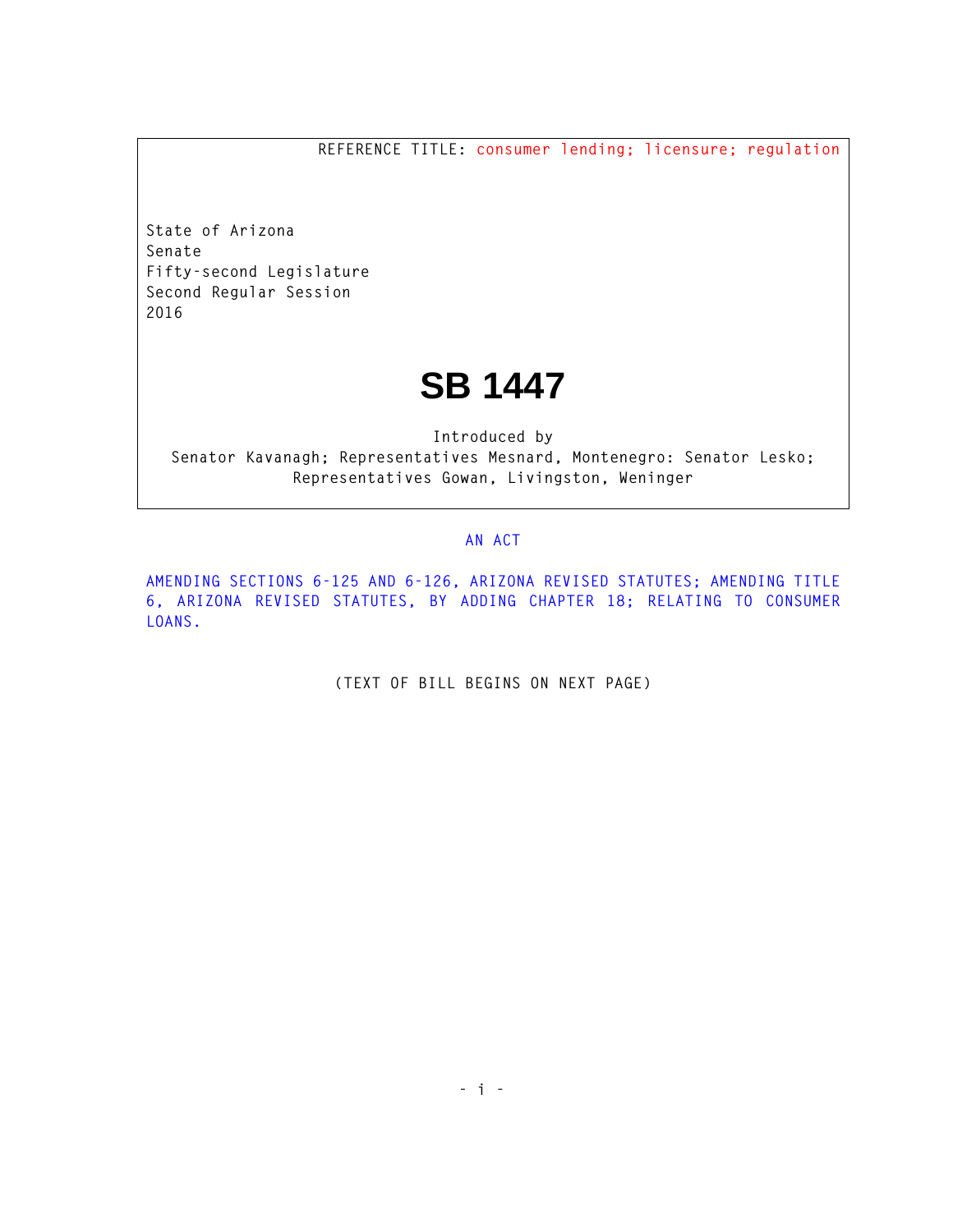REFERENCE TITLE: consumer lending; licensure; regulation

State of Arizona
Senate
Fifty-second Legislature
Second Regular Session
2016

# SB 1447

Introduced by
Senator Kavanagh; Representatives Mesnard, Montenegro: Senator Lesko; Representatives Gowan, Livingston, Weninger

AN ACT

AMENDING SECTIONS 6-125 AND 6-126, ARIZONA REVISED STATUTES; AMENDING TITLE 6, ARIZONA REVISED STATUTES, BY ADDING CHAPTER 18; RELATING TO CONSUMER LOANS.

(TEXT OF BILL BEGINS ON NEXT PAGE)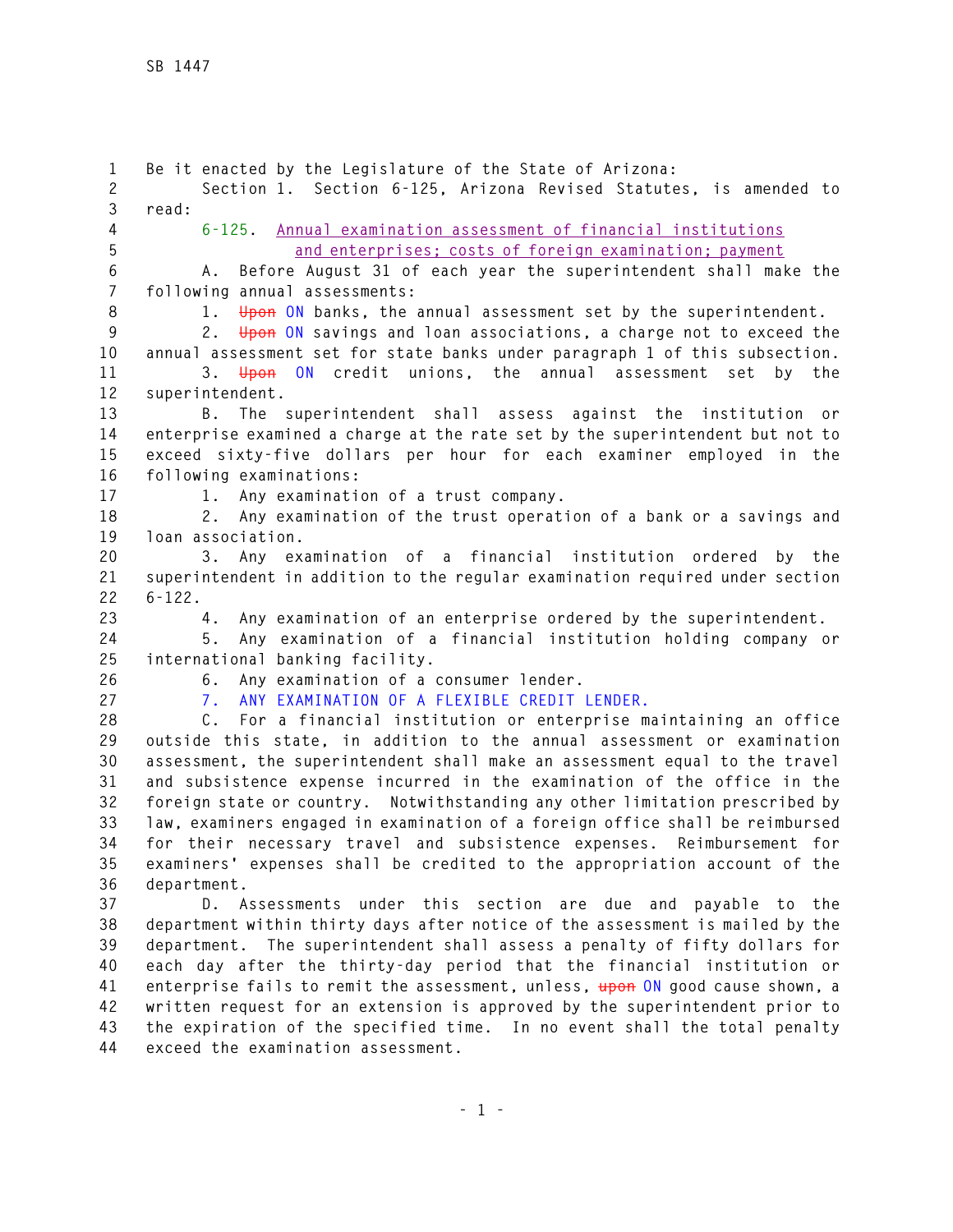Be it enacted by the Legislature of the State of Arizona:

Section 1. Section 6-125, Arizona Revised Statutes, is amended to read:

6-125. Annual examination assessment of financial institutions and enterprises; costs of foreign examination; payment

A. Before August 31 of each year the superintendent shall make the following annual assessments:

1. ~~Upon~~ ON banks, the annual assessment set by the superintendent.

2. ~~Upon~~ ON savings and loan associations, a charge not to exceed the annual assessment set for state banks under paragraph 1 of this subsection.

3. ~~Upon~~ ON credit unions, the annual assessment set by the superintendent.

B. The superintendent shall assess against the institution or enterprise examined a charge at the rate set by the superintendent but not to exceed sixty-five dollars per hour for each examiner employed in the following examinations:

1. Any examination of a trust company.

2. Any examination of the trust operation of a bank or a savings and loan association.

3. Any examination of a financial institution ordered by the superintendent in addition to the regular examination required under section 6-122.

4. Any examination of an enterprise ordered by the superintendent.

5. Any examination of a financial institution holding company or international banking facility.

6. Any examination of a consumer lender.

7. ANY EXAMINATION OF A FLEXIBLE CREDIT LENDER.

C. For a financial institution or enterprise maintaining an office outside this state, in addition to the annual assessment or examination assessment, the superintendent shall make an assessment equal to the travel and subsistence expense incurred in the examination of the office in the foreign state or country. Notwithstanding any other limitation prescribed by law, examiners engaged in examination of a foreign office shall be reimbursed for their necessary travel and subsistence expenses. Reimbursement for examiners' expenses shall be credited to the appropriation account of the department.

D. Assessments under this section are due and payable to the department within thirty days after notice of the assessment is mailed by the department. The superintendent shall assess a penalty of fifty dollars for each day after the thirty-day period that the financial institution or enterprise fails to remit the assessment, unless, ~~upon~~ ON good cause shown, a written request for an extension is approved by the superintendent prior to the expiration of the specified time. In no event shall the total penalty exceed the examination assessment.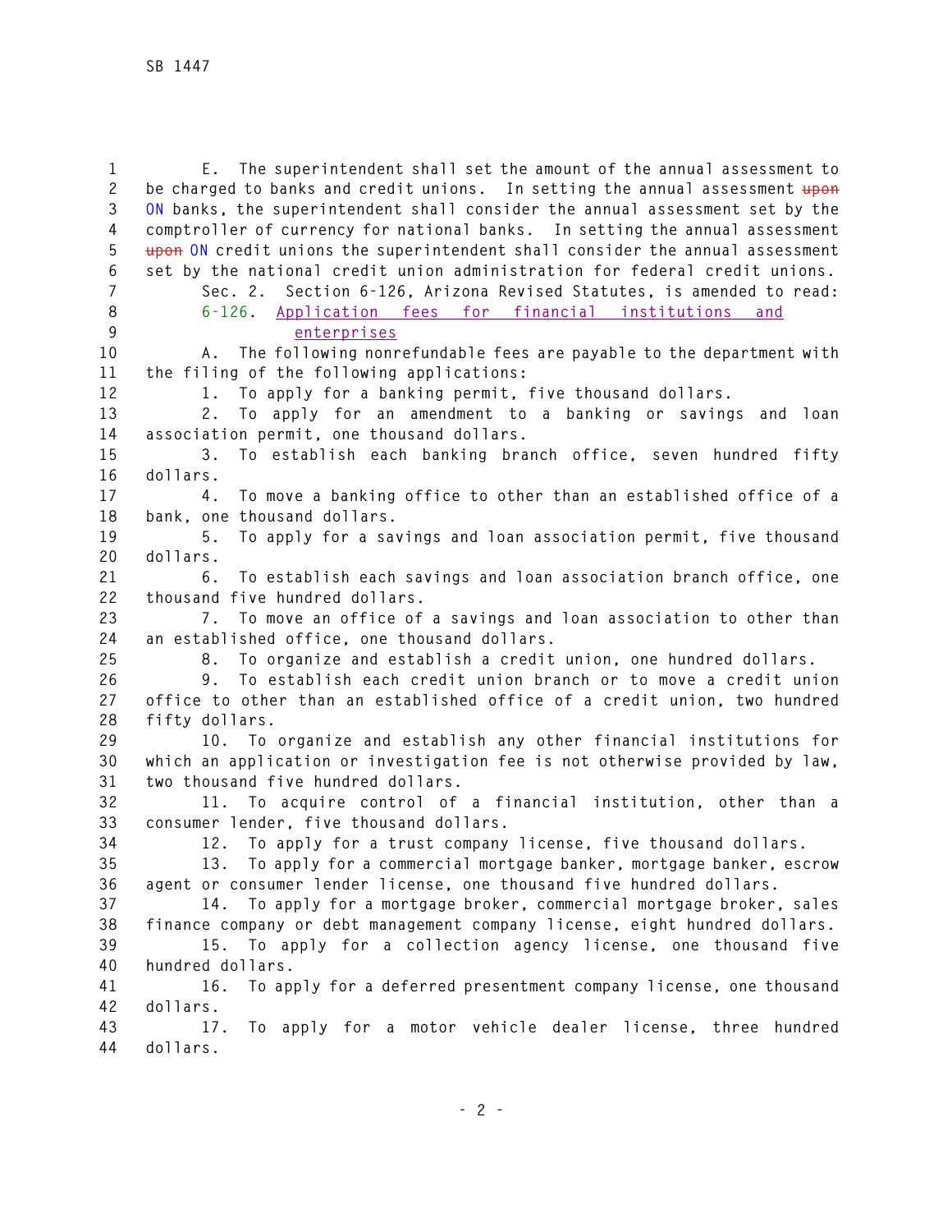E. The superintendent shall set the amount of the annual assessment to be charged to banks and credit unions. In setting the annual assessment ~~upon~~ ON banks, the superintendent shall consider the annual assessment set by the comptroller of currency for national banks. In setting the annual assessment ~~upon~~ ON credit unions the superintendent shall consider the annual assessment set by the national credit union administration for federal credit unions.

Sec. 2. Section 6-126, Arizona Revised Statutes, is amended to read:

6-126. Application fees for financial institutions and enterprises

A. The following nonrefundable fees are payable to the department with the filing of the following applications:

1. To apply for a banking permit, five thousand dollars.

2. To apply for an amendment to a banking or savings and loan association permit, one thousand dollars.

3. To establish each banking branch office, seven hundred fifty dollars.

4. To move a banking office to other than an established office of a bank, one thousand dollars.

5. To apply for a savings and loan association permit, five thousand dollars.

6. To establish each savings and loan association branch office, one thousand five hundred dollars.

7. To move an office of a savings and loan association to other than an established office, one thousand dollars.

8. To organize and establish a credit union, one hundred dollars.

9. To establish each credit union branch or to move a credit union office to other than an established office of a credit union, two hundred fifty dollars.

10. To organize and establish any other financial institutions for which an application or investigation fee is not otherwise provided by law, two thousand five hundred dollars.

11. To acquire control of a financial institution, other than a consumer lender, five thousand dollars.

12. To apply for a trust company license, five thousand dollars.

13. To apply for a commercial mortgage banker, mortgage banker, escrow agent or consumer lender license, one thousand five hundred dollars.

14. To apply for a mortgage broker, commercial mortgage broker, sales finance company or debt management company license, eight hundred dollars.

15. To apply for a collection agency license, one thousand five hundred dollars.

16. To apply for a deferred presentment company license, one thousand dollars.

17. To apply for a motor vehicle dealer license, three hundred dollars.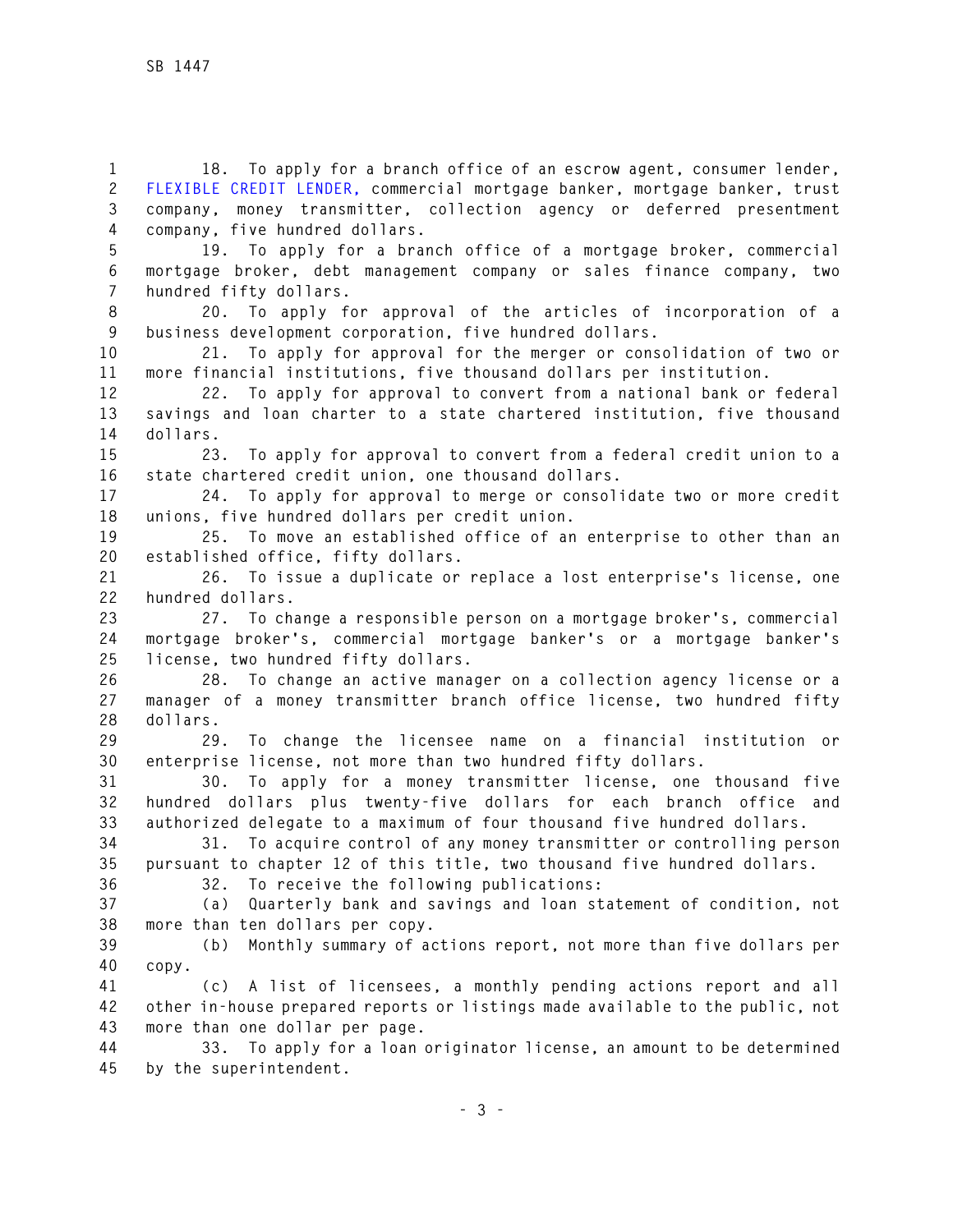18. To apply for a branch office of an escrow agent, consumer lender, FLEXIBLE CREDIT LENDER, commercial mortgage banker, mortgage banker, trust company, money transmitter, collection agency or deferred presentment company, five hundred dollars.

19. To apply for a branch office of a mortgage broker, commercial mortgage broker, debt management company or sales finance company, two hundred fifty dollars.

20. To apply for approval of the articles of incorporation of a business development corporation, five hundred dollars.

21. To apply for approval for the merger or consolidation of two or more financial institutions, five thousand dollars per institution.

22. To apply for approval to convert from a national bank or federal savings and loan charter to a state chartered institution, five thousand dollars.

23. To apply for approval to convert from a federal credit union to a state chartered credit union, one thousand dollars.

24. To apply for approval to merge or consolidate two or more credit unions, five hundred dollars per credit union.

25. To move an established office of an enterprise to other than an established office, fifty dollars.

26. To issue a duplicate or replace a lost enterprise's license, one hundred dollars.

27. To change a responsible person on a mortgage broker's, commercial mortgage broker's, commercial mortgage banker's or a mortgage banker's license, two hundred fifty dollars.

28. To change an active manager on a collection agency license or a manager of a money transmitter branch office license, two hundred fifty dollars.

29. To change the licensee name on a financial institution or enterprise license, not more than two hundred fifty dollars.

30. To apply for a money transmitter license, one thousand five hundred dollars plus twenty-five dollars for each branch office and authorized delegate to a maximum of four thousand five hundred dollars.

31. To acquire control of any money transmitter or controlling person pursuant to chapter 12 of this title, two thousand five hundred dollars.

32. To receive the following publications:

(a) Quarterly bank and savings and loan statement of condition, not more than ten dollars per copy.

(b) Monthly summary of actions report, not more than five dollars per copy.

(c) A list of licensees, a monthly pending actions report and all other in-house prepared reports or listings made available to the public, not more than one dollar per page.

33. To apply for a loan originator license, an amount to be determined by the superintendent.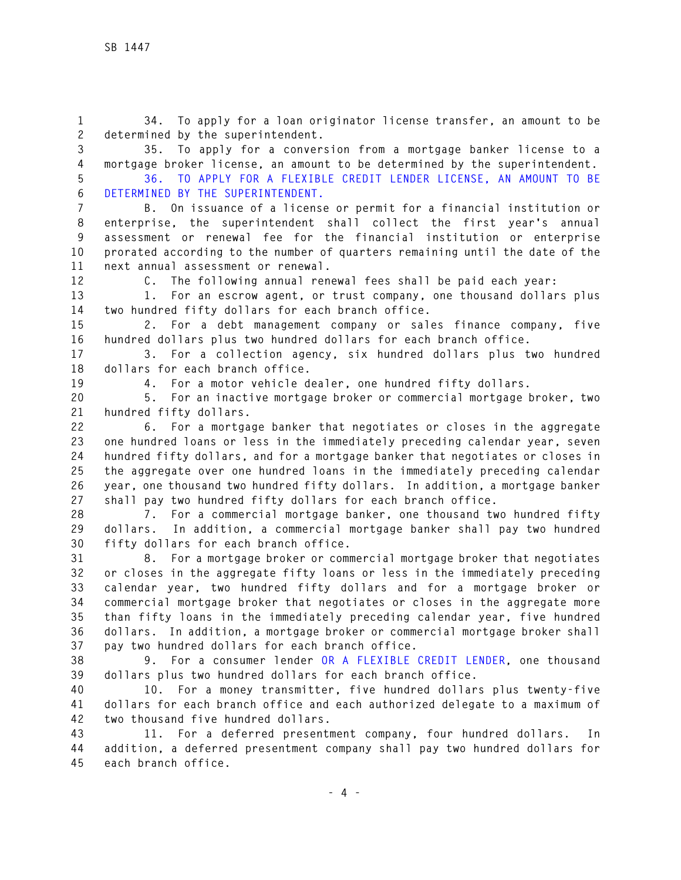34. To apply for a loan originator license transfer, an amount to be determined by the superintendent.

35. To apply for a conversion from a mortgage banker license to a mortgage broker license, an amount to be determined by the superintendent.

36. TO APPLY FOR A FLEXIBLE CREDIT LENDER LICENSE, AN AMOUNT TO BE DETERMINED BY THE SUPERINTENDENT.

B. On issuance of a license or permit for a financial institution or enterprise, the superintendent shall collect the first year's annual assessment or renewal fee for the financial institution or enterprise prorated according to the number of quarters remaining until the date of the next annual assessment or renewal.

C. The following annual renewal fees shall be paid each year:

1. For an escrow agent, or trust company, one thousand dollars plus two hundred fifty dollars for each branch office.

2. For a debt management company or sales finance company, five hundred dollars plus two hundred dollars for each branch office.

3. For a collection agency, six hundred dollars plus two hundred dollars for each branch office.

4. For a motor vehicle dealer, one hundred fifty dollars.

5. For an inactive mortgage broker or commercial mortgage broker, two hundred fifty dollars.

6. For a mortgage banker that negotiates or closes in the aggregate one hundred loans or less in the immediately preceding calendar year, seven hundred fifty dollars, and for a mortgage banker that negotiates or closes in the aggregate over one hundred loans in the immediately preceding calendar year, one thousand two hundred fifty dollars. In addition, a mortgage banker shall pay two hundred fifty dollars for each branch office.

7. For a commercial mortgage banker, one thousand two hundred fifty dollars. In addition, a commercial mortgage banker shall pay two hundred fifty dollars for each branch office.

8. For a mortgage broker or commercial mortgage broker that negotiates or closes in the aggregate fifty loans or less in the immediately preceding calendar year, two hundred fifty dollars and for a mortgage broker or commercial mortgage broker that negotiates or closes in the aggregate more than fifty loans in the immediately preceding calendar year, five hundred dollars. In addition, a mortgage broker or commercial mortgage broker shall pay two hundred dollars for each branch office.

9. For a consumer lender OR A FLEXIBLE CREDIT LENDER, one thousand dollars plus two hundred dollars for each branch office.

10. For a money transmitter, five hundred dollars plus twenty-five dollars for each branch office and each authorized delegate to a maximum of two thousand five hundred dollars.

11. For a deferred presentment company, four hundred dollars. In addition, a deferred presentment company shall pay two hundred dollars for each branch office.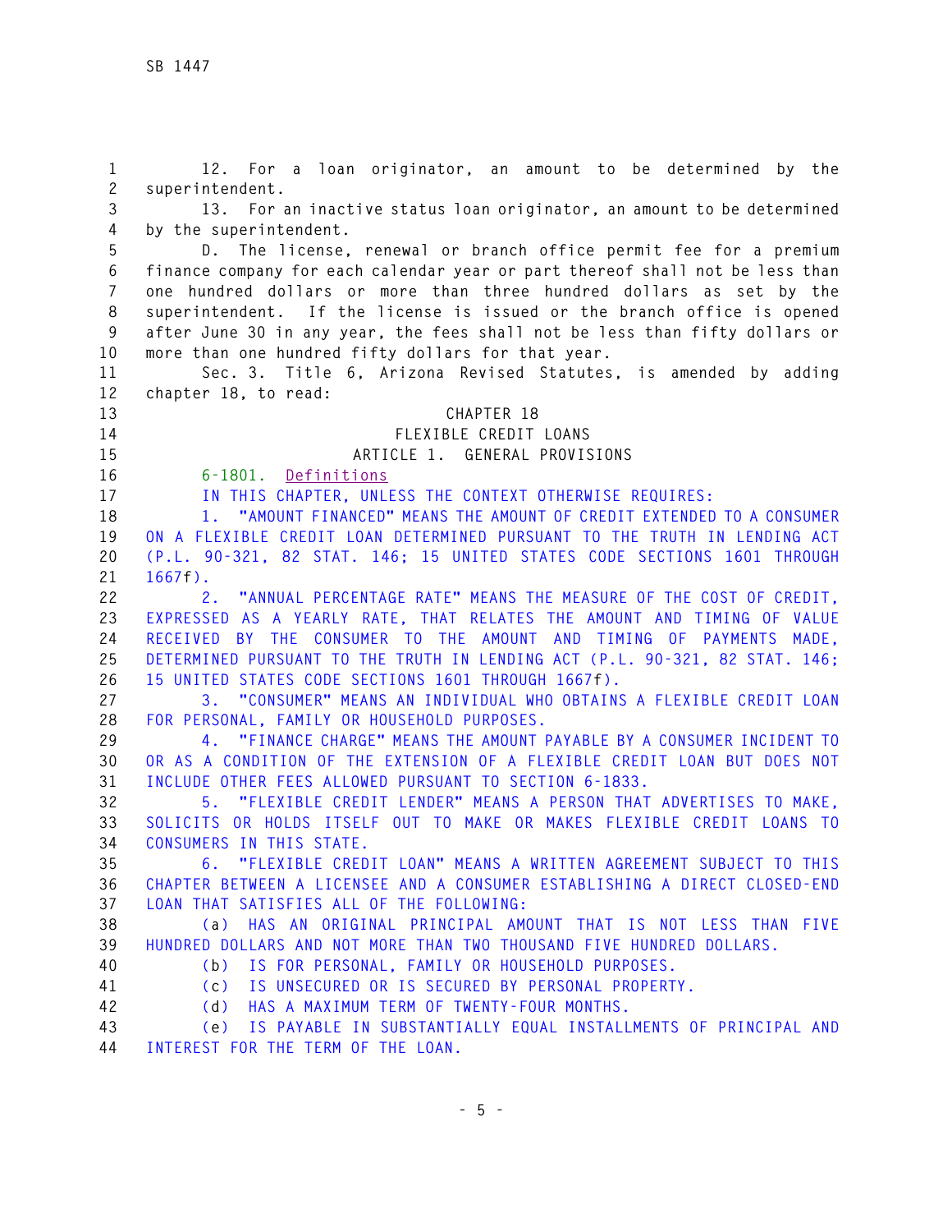12. For a loan originator, an amount to be determined by the superintendent.

13. For an inactive status loan originator, an amount to be determined by the superintendent.

D. The license, renewal or branch office permit fee for a premium finance company for each calendar year or part thereof shall not be less than one hundred dollars or more than three hundred dollars as set by the superintendent. If the license is issued or the branch office is opened after June 30 in any year, the fees shall not be less than fifty dollars or more than one hundred fifty dollars for that year.

Sec. 3. Title 6, Arizona Revised Statutes, is amended by adding chapter 18, to read:

CHAPTER 18

FLEXIBLE CREDIT LOANS

ARTICLE 1. GENERAL PROVISIONS

6-1801. Definitions

IN THIS CHAPTER, UNLESS THE CONTEXT OTHERWISE REQUIRES:

1. "AMOUNT FINANCED" MEANS THE AMOUNT OF CREDIT EXTENDED TO A CONSUMER ON A FLEXIBLE CREDIT LOAN DETERMINED PURSUANT TO THE TRUTH IN LENDING ACT (P.L. 90-321, 82 STAT. 146; 15 UNITED STATES CODE SECTIONS 1601 THROUGH 1667f).

2. "ANNUAL PERCENTAGE RATE" MEANS THE MEASURE OF THE COST OF CREDIT, EXPRESSED AS A YEARLY RATE, THAT RELATES THE AMOUNT AND TIMING OF VALUE RECEIVED BY THE CONSUMER TO THE AMOUNT AND TIMING OF PAYMENTS MADE, DETERMINED PURSUANT TO THE TRUTH IN LENDING ACT (P.L. 90-321, 82 STAT. 146; 15 UNITED STATES CODE SECTIONS 1601 THROUGH 1667f).

3. "CONSUMER" MEANS AN INDIVIDUAL WHO OBTAINS A FLEXIBLE CREDIT LOAN FOR PERSONAL, FAMILY OR HOUSEHOLD PURPOSES.

4. "FINANCE CHARGE" MEANS THE AMOUNT PAYABLE BY A CONSUMER INCIDENT TO OR AS A CONDITION OF THE EXTENSION OF A FLEXIBLE CREDIT LOAN BUT DOES NOT INCLUDE OTHER FEES ALLOWED PURSUANT TO SECTION 6-1833.

5. "FLEXIBLE CREDIT LENDER" MEANS A PERSON THAT ADVERTISES TO MAKE, SOLICITS OR HOLDS ITSELF OUT TO MAKE OR MAKES FLEXIBLE CREDIT LOANS TO CONSUMERS IN THIS STATE.

6. "FLEXIBLE CREDIT LOAN" MEANS A WRITTEN AGREEMENT SUBJECT TO THIS CHAPTER BETWEEN A LICENSEE AND A CONSUMER ESTABLISHING A DIRECT CLOSED-END LOAN THAT SATISFIES ALL OF THE FOLLOWING:

(a) HAS AN ORIGINAL PRINCIPAL AMOUNT THAT IS NOT LESS THAN FIVE HUNDRED DOLLARS AND NOT MORE THAN TWO THOUSAND FIVE HUNDRED DOLLARS.

(b) IS FOR PERSONAL, FAMILY OR HOUSEHOLD PURPOSES.

(c) IS UNSECURED OR IS SECURED BY PERSONAL PROPERTY.

(d) HAS A MAXIMUM TERM OF TWENTY-FOUR MONTHS.

(e) IS PAYABLE IN SUBSTANTIALLY EQUAL INSTALLMENTS OF PRINCIPAL AND INTEREST FOR THE TERM OF THE LOAN.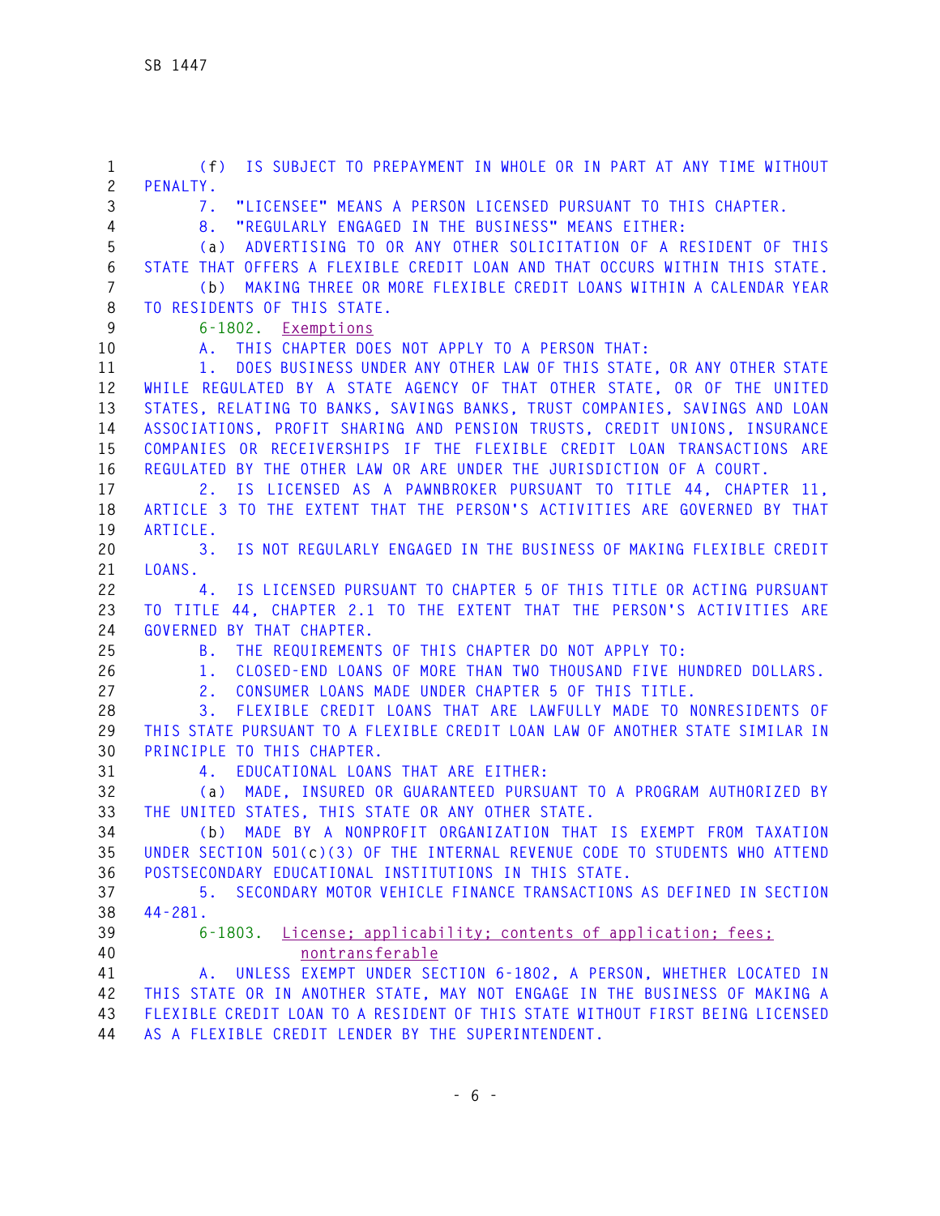(f) IS SUBJECT TO PREPAYMENT IN WHOLE OR IN PART AT ANY TIME WITHOUT PENALTY.

7. "LICENSEE" MEANS A PERSON LICENSED PURSUANT TO THIS CHAPTER.

8. "REGULARLY ENGAGED IN THE BUSINESS" MEANS EITHER:

(a) ADVERTISING TO OR ANY OTHER SOLICITATION OF A RESIDENT OF THIS STATE THAT OFFERS A FLEXIBLE CREDIT LOAN AND THAT OCCURS WITHIN THIS STATE.

(b) MAKING THREE OR MORE FLEXIBLE CREDIT LOANS WITHIN A CALENDAR YEAR TO RESIDENTS OF THIS STATE.

6-1802. Exemptions

A. THIS CHAPTER DOES NOT APPLY TO A PERSON THAT:

1. DOES BUSINESS UNDER ANY OTHER LAW OF THIS STATE, OR ANY OTHER STATE WHILE REGULATED BY A STATE AGENCY OF THAT OTHER STATE, OR OF THE UNITED STATES, RELATING TO BANKS, SAVINGS BANKS, TRUST COMPANIES, SAVINGS AND LOAN ASSOCIATIONS, PROFIT SHARING AND PENSION TRUSTS, CREDIT UNIONS, INSURANCE COMPANIES OR RECEIVERSHIPS IF THE FLEXIBLE CREDIT LOAN TRANSACTIONS ARE REGULATED BY THE OTHER LAW OR ARE UNDER THE JURISDICTION OF A COURT.

2. IS LICENSED AS A PAWNBROKER PURSUANT TO TITLE 44, CHAPTER 11, ARTICLE 3 TO THE EXTENT THAT THE PERSON'S ACTIVITIES ARE GOVERNED BY THAT ARTICLE.

3. IS NOT REGULARLY ENGAGED IN THE BUSINESS OF MAKING FLEXIBLE CREDIT LOANS.

4. IS LICENSED PURSUANT TO CHAPTER 5 OF THIS TITLE OR ACTING PURSUANT TO TITLE 44, CHAPTER 2.1 TO THE EXTENT THAT THE PERSON'S ACTIVITIES ARE GOVERNED BY THAT CHAPTER.

B. THE REQUIREMENTS OF THIS CHAPTER DO NOT APPLY TO:

1. CLOSED-END LOANS OF MORE THAN TWO THOUSAND FIVE HUNDRED DOLLARS.

2. CONSUMER LOANS MADE UNDER CHAPTER 5 OF THIS TITLE.

3. FLEXIBLE CREDIT LOANS THAT ARE LAWFULLY MADE TO NONRESIDENTS OF THIS STATE PURSUANT TO A FLEXIBLE CREDIT LOAN LAW OF ANOTHER STATE SIMILAR IN PRINCIPLE TO THIS CHAPTER.

4. EDUCATIONAL LOANS THAT ARE EITHER:

(a) MADE, INSURED OR GUARANTEED PURSUANT TO A PROGRAM AUTHORIZED BY THE UNITED STATES, THIS STATE OR ANY OTHER STATE.

(b) MADE BY A NONPROFIT ORGANIZATION THAT IS EXEMPT FROM TAXATION UNDER SECTION 501(c)(3) OF THE INTERNAL REVENUE CODE TO STUDENTS WHO ATTEND POSTSECONDARY EDUCATIONAL INSTITUTIONS IN THIS STATE.

5. SECONDARY MOTOR VEHICLE FINANCE TRANSACTIONS AS DEFINED IN SECTION 44-281.

6-1803. License; applicability; contents of application; fees; nontransferable

A. UNLESS EXEMPT UNDER SECTION 6-1802, A PERSON, WHETHER LOCATED IN THIS STATE OR IN ANOTHER STATE, MAY NOT ENGAGE IN THE BUSINESS OF MAKING A FLEXIBLE CREDIT LOAN TO A RESIDENT OF THIS STATE WITHOUT FIRST BEING LICENSED AS A FLEXIBLE CREDIT LENDER BY THE SUPERINTENDENT.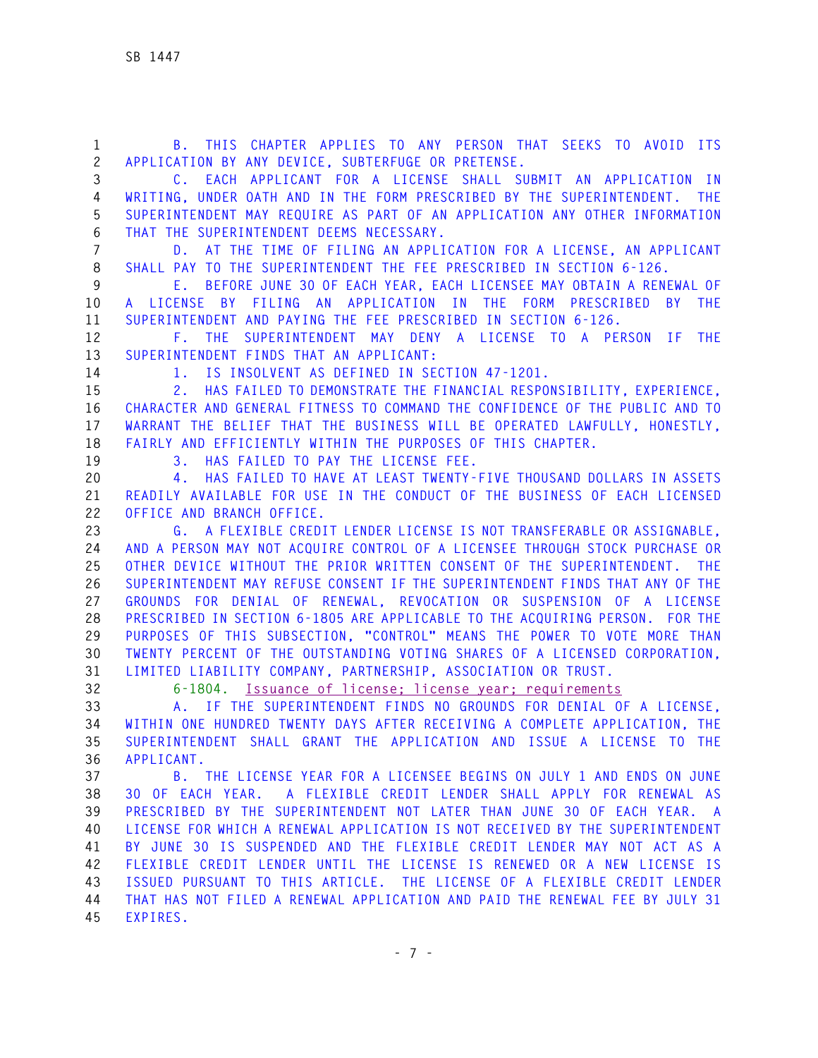B. THIS CHAPTER APPLIES TO ANY PERSON THAT SEEKS TO AVOID ITS APPLICATION BY ANY DEVICE, SUBTERFUGE OR PRETENSE.

C. EACH APPLICANT FOR A LICENSE SHALL SUBMIT AN APPLICATION IN WRITING, UNDER OATH AND IN THE FORM PRESCRIBED BY THE SUPERINTENDENT. THE SUPERINTENDENT MAY REQUIRE AS PART OF AN APPLICATION ANY OTHER INFORMATION THAT THE SUPERINTENDENT DEEMS NECESSARY.

D. AT THE TIME OF FILING AN APPLICATION FOR A LICENSE, AN APPLICANT SHALL PAY TO THE SUPERINTENDENT THE FEE PRESCRIBED IN SECTION 6-126.

E. BEFORE JUNE 30 OF EACH YEAR, EACH LICENSEE MAY OBTAIN A RENEWAL OF A LICENSE BY FILING AN APPLICATION IN THE FORM PRESCRIBED BY THE SUPERINTENDENT AND PAYING THE FEE PRESCRIBED IN SECTION 6-126.

F. THE SUPERINTENDENT MAY DENY A LICENSE TO A PERSON IF THE SUPERINTENDENT FINDS THAT AN APPLICANT:

1. IS INSOLVENT AS DEFINED IN SECTION 47-1201.

2. HAS FAILED TO DEMONSTRATE THE FINANCIAL RESPONSIBILITY, EXPERIENCE, CHARACTER AND GENERAL FITNESS TO COMMAND THE CONFIDENCE OF THE PUBLIC AND TO WARRANT THE BELIEF THAT THE BUSINESS WILL BE OPERATED LAWFULLY, HONESTLY, FAIRLY AND EFFICIENTLY WITHIN THE PURPOSES OF THIS CHAPTER.

3. HAS FAILED TO PAY THE LICENSE FEE.

4. HAS FAILED TO HAVE AT LEAST TWENTY-FIVE THOUSAND DOLLARS IN ASSETS READILY AVAILABLE FOR USE IN THE CONDUCT OF THE BUSINESS OF EACH LICENSED OFFICE AND BRANCH OFFICE.

G. A FLEXIBLE CREDIT LENDER LICENSE IS NOT TRANSFERABLE OR ASSIGNABLE, AND A PERSON MAY NOT ACQUIRE CONTROL OF A LICENSEE THROUGH STOCK PURCHASE OR OTHER DEVICE WITHOUT THE PRIOR WRITTEN CONSENT OF THE SUPERINTENDENT. THE SUPERINTENDENT MAY REFUSE CONSENT IF THE SUPERINTENDENT FINDS THAT ANY OF THE GROUNDS FOR DENIAL OF RENEWAL, REVOCATION OR SUSPENSION OF A LICENSE PRESCRIBED IN SECTION 6-1805 ARE APPLICABLE TO THE ACQUIRING PERSON. FOR THE PURPOSES OF THIS SUBSECTION, "CONTROL" MEANS THE POWER TO VOTE MORE THAN TWENTY PERCENT OF THE OUTSTANDING VOTING SHARES OF A LICENSED CORPORATION, LIMITED LIABILITY COMPANY, PARTNERSHIP, ASSOCIATION OR TRUST.

6-1804. Issuance of license; license year; requirements

A. IF THE SUPERINTENDENT FINDS NO GROUNDS FOR DENIAL OF A LICENSE, WITHIN ONE HUNDRED TWENTY DAYS AFTER RECEIVING A COMPLETE APPLICATION, THE SUPERINTENDENT SHALL GRANT THE APPLICATION AND ISSUE A LICENSE TO THE APPLICANT.

B. THE LICENSE YEAR FOR A LICENSEE BEGINS ON JULY 1 AND ENDS ON JUNE 30 OF EACH YEAR. A FLEXIBLE CREDIT LENDER SHALL APPLY FOR RENEWAL AS PRESCRIBED BY THE SUPERINTENDENT NOT LATER THAN JUNE 30 OF EACH YEAR. A LICENSE FOR WHICH A RENEWAL APPLICATION IS NOT RECEIVED BY THE SUPERINTENDENT BY JUNE 30 IS SUSPENDED AND THE FLEXIBLE CREDIT LENDER MAY NOT ACT AS A FLEXIBLE CREDIT LENDER UNTIL THE LICENSE IS RENEWED OR A NEW LICENSE IS ISSUED PURSUANT TO THIS ARTICLE. THE LICENSE OF A FLEXIBLE CREDIT LENDER THAT HAS NOT FILED A RENEWAL APPLICATION AND PAID THE RENEWAL FEE BY JULY 31 EXPIRES.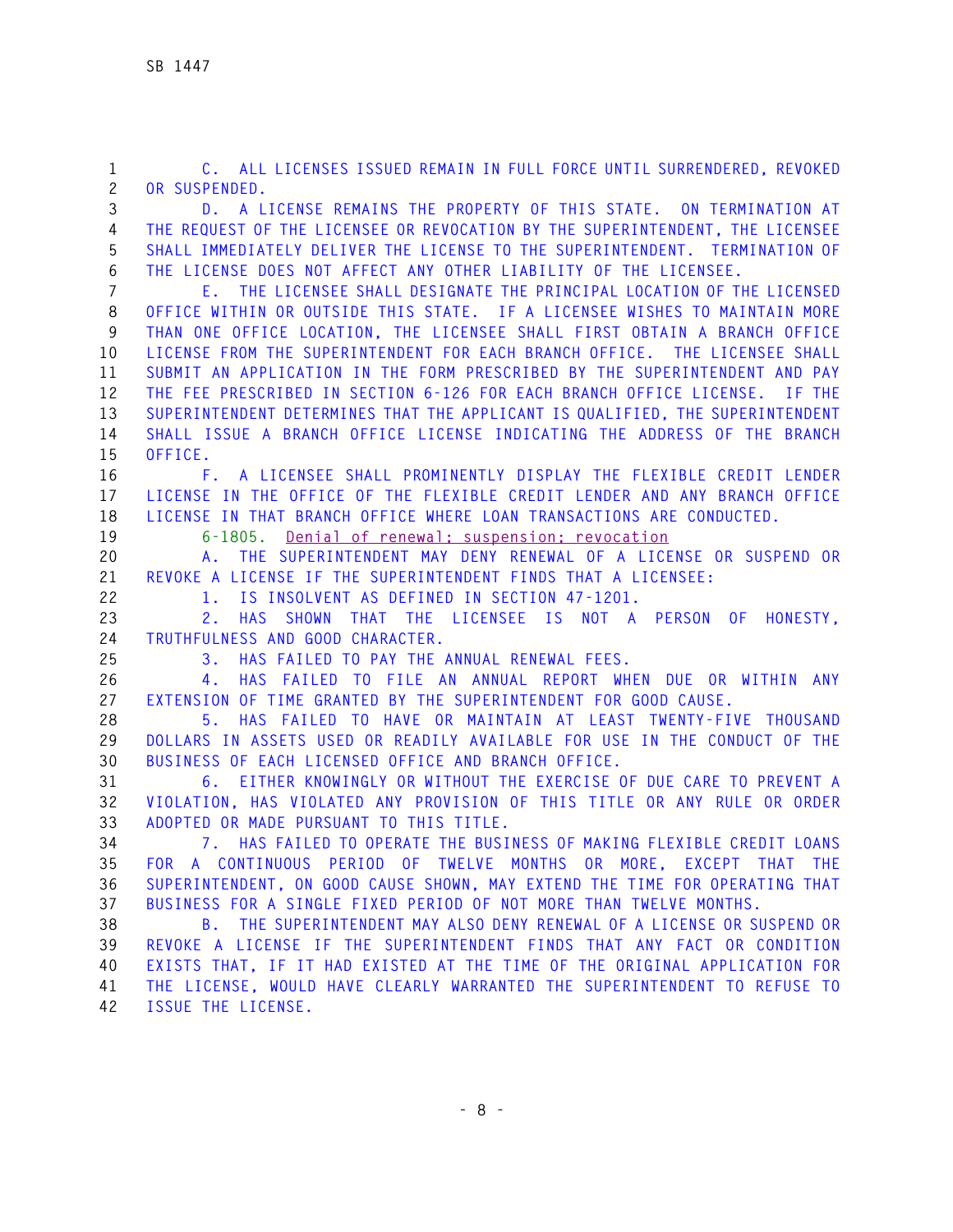C. ALL LICENSES ISSUED REMAIN IN FULL FORCE UNTIL SURRENDERED, REVOKED OR SUSPENDED.

D. A LICENSE REMAINS THE PROPERTY OF THIS STATE. ON TERMINATION AT THE REQUEST OF THE LICENSEE OR REVOCATION BY THE SUPERINTENDENT, THE LICENSEE SHALL IMMEDIATELY DELIVER THE LICENSE TO THE SUPERINTENDENT. TERMINATION OF THE LICENSE DOES NOT AFFECT ANY OTHER LIABILITY OF THE LICENSEE.

E. THE LICENSEE SHALL DESIGNATE THE PRINCIPAL LOCATION OF THE LICENSED OFFICE WITHIN OR OUTSIDE THIS STATE. IF A LICENSEE WISHES TO MAINTAIN MORE THAN ONE OFFICE LOCATION, THE LICENSEE SHALL FIRST OBTAIN A BRANCH OFFICE LICENSE FROM THE SUPERINTENDENT FOR EACH BRANCH OFFICE. THE LICENSEE SHALL SUBMIT AN APPLICATION IN THE FORM PRESCRIBED BY THE SUPERINTENDENT AND PAY THE FEE PRESCRIBED IN SECTION 6-126 FOR EACH BRANCH OFFICE LICENSE. IF THE SUPERINTENDENT DETERMINES THAT THE APPLICANT IS QUALIFIED, THE SUPERINTENDENT SHALL ISSUE A BRANCH OFFICE LICENSE INDICATING THE ADDRESS OF THE BRANCH OFFICE.

F. A LICENSEE SHALL PROMINENTLY DISPLAY THE FLEXIBLE CREDIT LENDER LICENSE IN THE OFFICE OF THE FLEXIBLE CREDIT LENDER AND ANY BRANCH OFFICE LICENSE IN THAT BRANCH OFFICE WHERE LOAN TRANSACTIONS ARE CONDUCTED.

6-1805. Denial of renewal; suspension; revocation

A. THE SUPERINTENDENT MAY DENY RENEWAL OF A LICENSE OR SUSPEND OR REVOKE A LICENSE IF THE SUPERINTENDENT FINDS THAT A LICENSEE:

1. IS INSOLVENT AS DEFINED IN SECTION 47-1201.

2. HAS SHOWN THAT THE LICENSEE IS NOT A PERSON OF HONESTY, TRUTHFULNESS AND GOOD CHARACTER.

3. HAS FAILED TO PAY THE ANNUAL RENEWAL FEES.

4. HAS FAILED TO FILE AN ANNUAL REPORT WHEN DUE OR WITHIN ANY EXTENSION OF TIME GRANTED BY THE SUPERINTENDENT FOR GOOD CAUSE.

5. HAS FAILED TO HAVE OR MAINTAIN AT LEAST TWENTY-FIVE THOUSAND DOLLARS IN ASSETS USED OR READILY AVAILABLE FOR USE IN THE CONDUCT OF THE BUSINESS OF EACH LICENSED OFFICE AND BRANCH OFFICE.

6. EITHER KNOWINGLY OR WITHOUT THE EXERCISE OF DUE CARE TO PREVENT A VIOLATION, HAS VIOLATED ANY PROVISION OF THIS TITLE OR ANY RULE OR ORDER ADOPTED OR MADE PURSUANT TO THIS TITLE.

7. HAS FAILED TO OPERATE THE BUSINESS OF MAKING FLEXIBLE CREDIT LOANS FOR A CONTINUOUS PERIOD OF TWELVE MONTHS OR MORE, EXCEPT THAT THE SUPERINTENDENT, ON GOOD CAUSE SHOWN, MAY EXTEND THE TIME FOR OPERATING THAT BUSINESS FOR A SINGLE FIXED PERIOD OF NOT MORE THAN TWELVE MONTHS.

B. THE SUPERINTENDENT MAY ALSO DENY RENEWAL OF A LICENSE OR SUSPEND OR REVOKE A LICENSE IF THE SUPERINTENDENT FINDS THAT ANY FACT OR CONDITION EXISTS THAT, IF IT HAD EXISTED AT THE TIME OF THE ORIGINAL APPLICATION FOR THE LICENSE, WOULD HAVE CLEARLY WARRANTED THE SUPERINTENDENT TO REFUSE TO ISSUE THE LICENSE.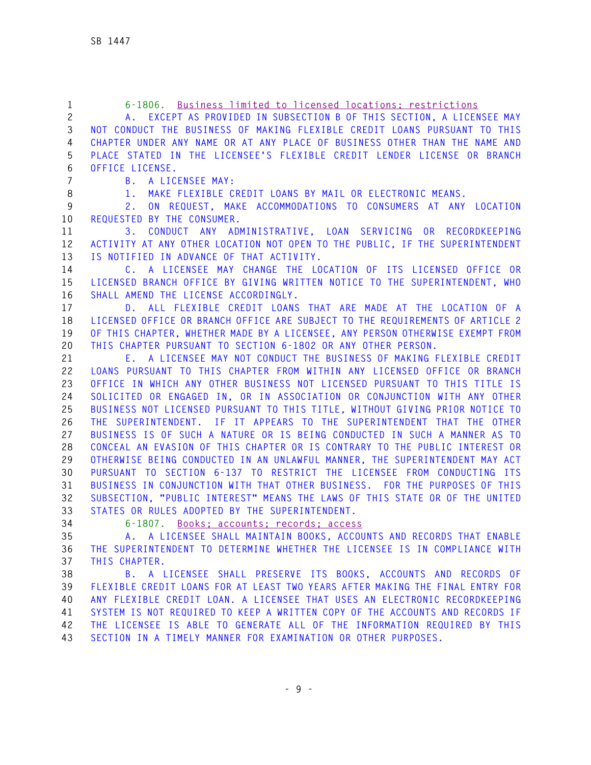6-1806. Business limited to licensed locations; restrictions

A. EXCEPT AS PROVIDED IN SUBSECTION B OF THIS SECTION, A LICENSEE MAY NOT CONDUCT THE BUSINESS OF MAKING FLEXIBLE CREDIT LOANS PURSUANT TO THIS CHAPTER UNDER ANY NAME OR AT ANY PLACE OF BUSINESS OTHER THAN THE NAME AND PLACE STATED IN THE LICENSEE'S FLEXIBLE CREDIT LENDER LICENSE OR BRANCH OFFICE LICENSE.

B. A LICENSEE MAY:

1. MAKE FLEXIBLE CREDIT LOANS BY MAIL OR ELECTRONIC MEANS.

2. ON REQUEST, MAKE ACCOMMODATIONS TO CONSUMERS AT ANY LOCATION REQUESTED BY THE CONSUMER.

3. CONDUCT ANY ADMINISTRATIVE, LOAN SERVICING OR RECORDKEEPING ACTIVITY AT ANY OTHER LOCATION NOT OPEN TO THE PUBLIC, IF THE SUPERINTENDENT IS NOTIFIED IN ADVANCE OF THAT ACTIVITY.

C. A LICENSEE MAY CHANGE THE LOCATION OF ITS LICENSED OFFICE OR LICENSED BRANCH OFFICE BY GIVING WRITTEN NOTICE TO THE SUPERINTENDENT, WHO SHALL AMEND THE LICENSE ACCORDINGLY.

D. ALL FLEXIBLE CREDIT LOANS THAT ARE MADE AT THE LOCATION OF A LICENSED OFFICE OR BRANCH OFFICE ARE SUBJECT TO THE REQUIREMENTS OF ARTICLE 2 OF THIS CHAPTER, WHETHER MADE BY A LICENSEE, ANY PERSON OTHERWISE EXEMPT FROM THIS CHAPTER PURSUANT TO SECTION 6-1802 OR ANY OTHER PERSON.

E. A LICENSEE MAY NOT CONDUCT THE BUSINESS OF MAKING FLEXIBLE CREDIT LOANS PURSUANT TO THIS CHAPTER FROM WITHIN ANY LICENSED OFFICE OR BRANCH OFFICE IN WHICH ANY OTHER BUSINESS NOT LICENSED PURSUANT TO THIS TITLE IS SOLICITED OR ENGAGED IN, OR IN ASSOCIATION OR CONJUNCTION WITH ANY OTHER BUSINESS NOT LICENSED PURSUANT TO THIS TITLE, WITHOUT GIVING PRIOR NOTICE TO THE SUPERINTENDENT. IF IT APPEARS TO THE SUPERINTENDENT THAT THE OTHER BUSINESS IS OF SUCH A NATURE OR IS BEING CONDUCTED IN SUCH A MANNER AS TO CONCEAL AN EVASION OF THIS CHAPTER OR IS CONTRARY TO THE PUBLIC INTEREST OR OTHERWISE BEING CONDUCTED IN AN UNLAWFUL MANNER, THE SUPERINTENDENT MAY ACT PURSUANT TO SECTION 6-137 TO RESTRICT THE LICENSEE FROM CONDUCTING ITS BUSINESS IN CONJUNCTION WITH THAT OTHER BUSINESS. FOR THE PURPOSES OF THIS SUBSECTION, "PUBLIC INTEREST" MEANS THE LAWS OF THIS STATE OR OF THE UNITED STATES OR RULES ADOPTED BY THE SUPERINTENDENT.

6-1807. Books; accounts; records; access

A. A LICENSEE SHALL MAINTAIN BOOKS, ACCOUNTS AND RECORDS THAT ENABLE THE SUPERINTENDENT TO DETERMINE WHETHER THE LICENSEE IS IN COMPLIANCE WITH THIS CHAPTER.

B. A LICENSEE SHALL PRESERVE ITS BOOKS, ACCOUNTS AND RECORDS OF FLEXIBLE CREDIT LOANS FOR AT LEAST TWO YEARS AFTER MAKING THE FINAL ENTRY FOR ANY FLEXIBLE CREDIT LOAN. A LICENSEE THAT USES AN ELECTRONIC RECORDKEEPING SYSTEM IS NOT REQUIRED TO KEEP A WRITTEN COPY OF THE ACCOUNTS AND RECORDS IF THE LICENSEE IS ABLE TO GENERATE ALL OF THE INFORMATION REQUIRED BY THIS SECTION IN A TIMELY MANNER FOR EXAMINATION OR OTHER PURPOSES.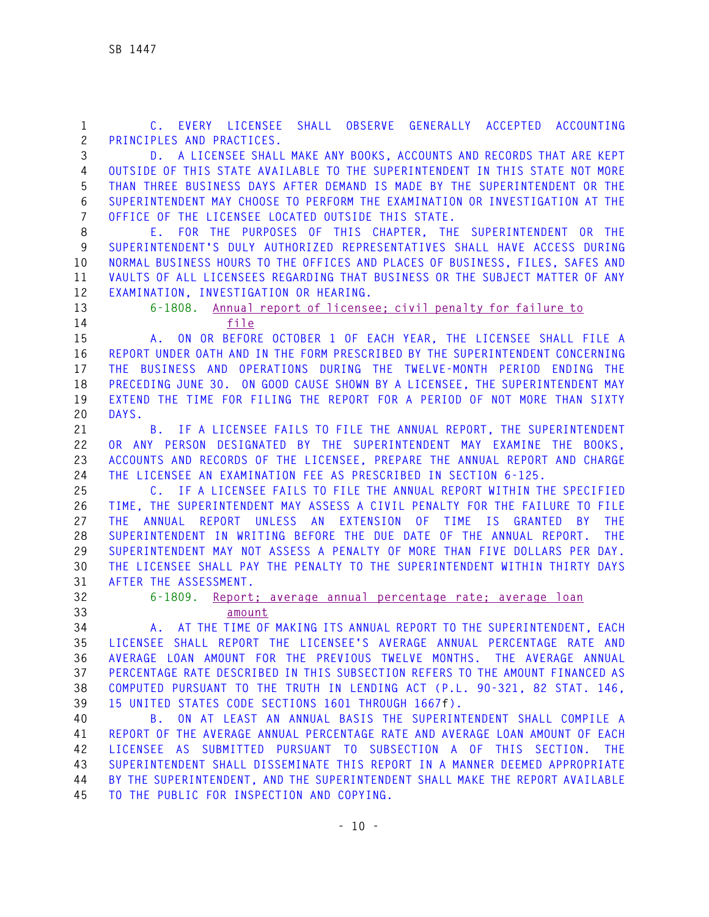C. EVERY LICENSEE SHALL OBSERVE GENERALLY ACCEPTED ACCOUNTING PRINCIPLES AND PRACTICES.

D. A LICENSEE SHALL MAKE ANY BOOKS, ACCOUNTS AND RECORDS THAT ARE KEPT OUTSIDE OF THIS STATE AVAILABLE TO THE SUPERINTENDENT IN THIS STATE NOT MORE THAN THREE BUSINESS DAYS AFTER DEMAND IS MADE BY THE SUPERINTENDENT OR THE SUPERINTENDENT MAY CHOOSE TO PERFORM THE EXAMINATION OR INVESTIGATION AT THE OFFICE OF THE LICENSEE LOCATED OUTSIDE THIS STATE.

E. FOR THE PURPOSES OF THIS CHAPTER, THE SUPERINTENDENT OR THE SUPERINTENDENT'S DULY AUTHORIZED REPRESENTATIVES SHALL HAVE ACCESS DURING NORMAL BUSINESS HOURS TO THE OFFICES AND PLACES OF BUSINESS, FILES, SAFES AND VAULTS OF ALL LICENSEES REGARDING THAT BUSINESS OR THE SUBJECT MATTER OF ANY EXAMINATION, INVESTIGATION OR HEARING.

6-1808. Annual report of licensee; civil penalty for failure to file

A. ON OR BEFORE OCTOBER 1 OF EACH YEAR, THE LICENSEE SHALL FILE A REPORT UNDER OATH AND IN THE FORM PRESCRIBED BY THE SUPERINTENDENT CONCERNING THE BUSINESS AND OPERATIONS DURING THE TWELVE-MONTH PERIOD ENDING THE PRECEDING JUNE 30. ON GOOD CAUSE SHOWN BY A LICENSEE, THE SUPERINTENDENT MAY EXTEND THE TIME FOR FILING THE REPORT FOR A PERIOD OF NOT MORE THAN SIXTY DAYS.

B. IF A LICENSEE FAILS TO FILE THE ANNUAL REPORT, THE SUPERINTENDENT OR ANY PERSON DESIGNATED BY THE SUPERINTENDENT MAY EXAMINE THE BOOKS, ACCOUNTS AND RECORDS OF THE LICENSEE, PREPARE THE ANNUAL REPORT AND CHARGE THE LICENSEE AN EXAMINATION FEE AS PRESCRIBED IN SECTION 6-125.

C. IF A LICENSEE FAILS TO FILE THE ANNUAL REPORT WITHIN THE SPECIFIED TIME, THE SUPERINTENDENT MAY ASSESS A CIVIL PENALTY FOR THE FAILURE TO FILE THE ANNUAL REPORT UNLESS AN EXTENSION OF TIME IS GRANTED BY THE SUPERINTENDENT IN WRITING BEFORE THE DUE DATE OF THE ANNUAL REPORT. THE SUPERINTENDENT MAY NOT ASSESS A PENALTY OF MORE THAN FIVE DOLLARS PER DAY. THE LICENSEE SHALL PAY THE PENALTY TO THE SUPERINTENDENT WITHIN THIRTY DAYS AFTER THE ASSESSMENT.

6-1809. Report; average annual percentage rate; average loan amount

A. AT THE TIME OF MAKING ITS ANNUAL REPORT TO THE SUPERINTENDENT, EACH LICENSEE SHALL REPORT THE LICENSEE'S AVERAGE ANNUAL PERCENTAGE RATE AND AVERAGE LOAN AMOUNT FOR THE PREVIOUS TWELVE MONTHS. THE AVERAGE ANNUAL PERCENTAGE RATE DESCRIBED IN THIS SUBSECTION REFERS TO THE AMOUNT FINANCED AS COMPUTED PURSUANT TO THE TRUTH IN LENDING ACT (P.L. 90-321, 82 STAT. 146, 15 UNITED STATES CODE SECTIONS 1601 THROUGH 1667f).

B. ON AT LEAST AN ANNUAL BASIS THE SUPERINTENDENT SHALL COMPILE A REPORT OF THE AVERAGE ANNUAL PERCENTAGE RATE AND AVERAGE LOAN AMOUNT OF EACH LICENSEE AS SUBMITTED PURSUANT TO SUBSECTION A OF THIS SECTION. THE SUPERINTENDENT SHALL DISSEMINATE THIS REPORT IN A MANNER DEEMED APPROPRIATE BY THE SUPERINTENDENT, AND THE SUPERINTENDENT SHALL MAKE THE REPORT AVAILABLE TO THE PUBLIC FOR INSPECTION AND COPYING.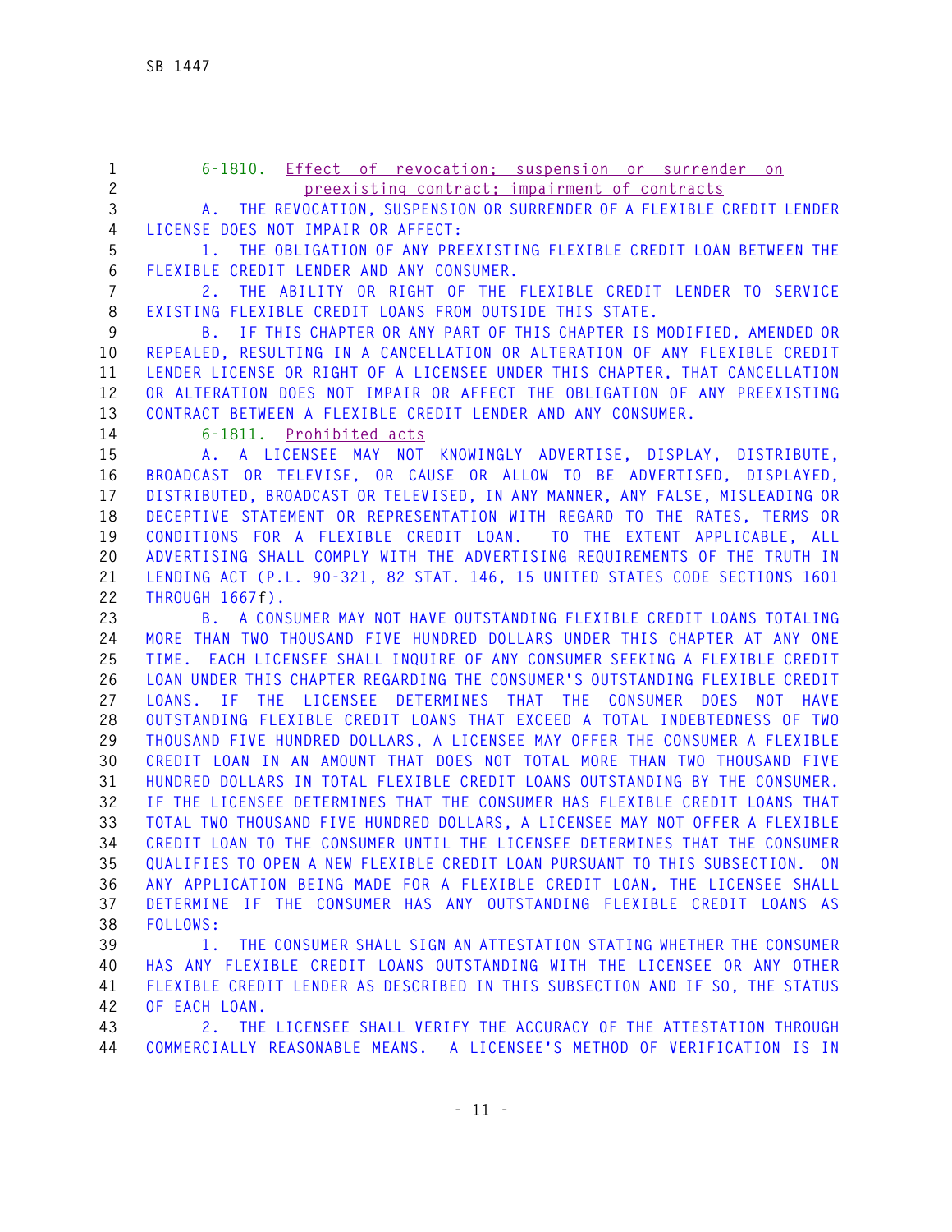6-1810. Effect of revocation; suspension or surrender on preexisting contract; impairment of contracts

A. THE REVOCATION, SUSPENSION OR SURRENDER OF A FLEXIBLE CREDIT LENDER LICENSE DOES NOT IMPAIR OR AFFECT:

1. THE OBLIGATION OF ANY PREEXISTING FLEXIBLE CREDIT LOAN BETWEEN THE FLEXIBLE CREDIT LENDER AND ANY CONSUMER.

2. THE ABILITY OR RIGHT OF THE FLEXIBLE CREDIT LENDER TO SERVICE EXISTING FLEXIBLE CREDIT LOANS FROM OUTSIDE THIS STATE.

B. IF THIS CHAPTER OR ANY PART OF THIS CHAPTER IS MODIFIED, AMENDED OR REPEALED, RESULTING IN A CANCELLATION OR ALTERATION OF ANY FLEXIBLE CREDIT LENDER LICENSE OR RIGHT OF A LICENSEE UNDER THIS CHAPTER, THAT CANCELLATION OR ALTERATION DOES NOT IMPAIR OR AFFECT THE OBLIGATION OF ANY PREEXISTING CONTRACT BETWEEN A FLEXIBLE CREDIT LENDER AND ANY CONSUMER.

6-1811. Prohibited acts

A. A LICENSEE MAY NOT KNOWINGLY ADVERTISE, DISPLAY, DISTRIBUTE, BROADCAST OR TELEVISE, OR CAUSE OR ALLOW TO BE ADVERTISED, DISPLAYED, DISTRIBUTED, BROADCAST OR TELEVISED, IN ANY MANNER, ANY FALSE, MISLEADING OR DECEPTIVE STATEMENT OR REPRESENTATION WITH REGARD TO THE RATES, TERMS OR CONDITIONS FOR A FLEXIBLE CREDIT LOAN. TO THE EXTENT APPLICABLE, ALL ADVERTISING SHALL COMPLY WITH THE ADVERTISING REQUIREMENTS OF THE TRUTH IN LENDING ACT (P.L. 90-321, 82 STAT. 146, 15 UNITED STATES CODE SECTIONS 1601 THROUGH 1667f).

B. A CONSUMER MAY NOT HAVE OUTSTANDING FLEXIBLE CREDIT LOANS TOTALING MORE THAN TWO THOUSAND FIVE HUNDRED DOLLARS UNDER THIS CHAPTER AT ANY ONE TIME. EACH LICENSEE SHALL INQUIRE OF ANY CONSUMER SEEKING A FLEXIBLE CREDIT LOAN UNDER THIS CHAPTER REGARDING THE CONSUMER'S OUTSTANDING FLEXIBLE CREDIT LOANS. IF THE LICENSEE DETERMINES THAT THE CONSUMER DOES NOT HAVE OUTSTANDING FLEXIBLE CREDIT LOANS THAT EXCEED A TOTAL INDEBTEDNESS OF TWO THOUSAND FIVE HUNDRED DOLLARS, A LICENSEE MAY OFFER THE CONSUMER A FLEXIBLE CREDIT LOAN IN AN AMOUNT THAT DOES NOT TOTAL MORE THAN TWO THOUSAND FIVE HUNDRED DOLLARS IN TOTAL FLEXIBLE CREDIT LOANS OUTSTANDING BY THE CONSUMER. IF THE LICENSEE DETERMINES THAT THE CONSUMER HAS FLEXIBLE CREDIT LOANS THAT TOTAL TWO THOUSAND FIVE HUNDRED DOLLARS, A LICENSEE MAY NOT OFFER A FLEXIBLE CREDIT LOAN TO THE CONSUMER UNTIL THE LICENSEE DETERMINES THAT THE CONSUMER QUALIFIES TO OPEN A NEW FLEXIBLE CREDIT LOAN PURSUANT TO THIS SUBSECTION. ON ANY APPLICATION BEING MADE FOR A FLEXIBLE CREDIT LOAN, THE LICENSEE SHALL DETERMINE IF THE CONSUMER HAS ANY OUTSTANDING FLEXIBLE CREDIT LOANS AS FOLLOWS:

1. THE CONSUMER SHALL SIGN AN ATTESTATION STATING WHETHER THE CONSUMER HAS ANY FLEXIBLE CREDIT LOANS OUTSTANDING WITH THE LICENSEE OR ANY OTHER FLEXIBLE CREDIT LENDER AS DESCRIBED IN THIS SUBSECTION AND IF SO, THE STATUS OF EACH LOAN.

2. THE LICENSEE SHALL VERIFY THE ACCURACY OF THE ATTESTATION THROUGH COMMERCIALLY REASONABLE MEANS. A LICENSEE'S METHOD OF VERIFICATION IS IN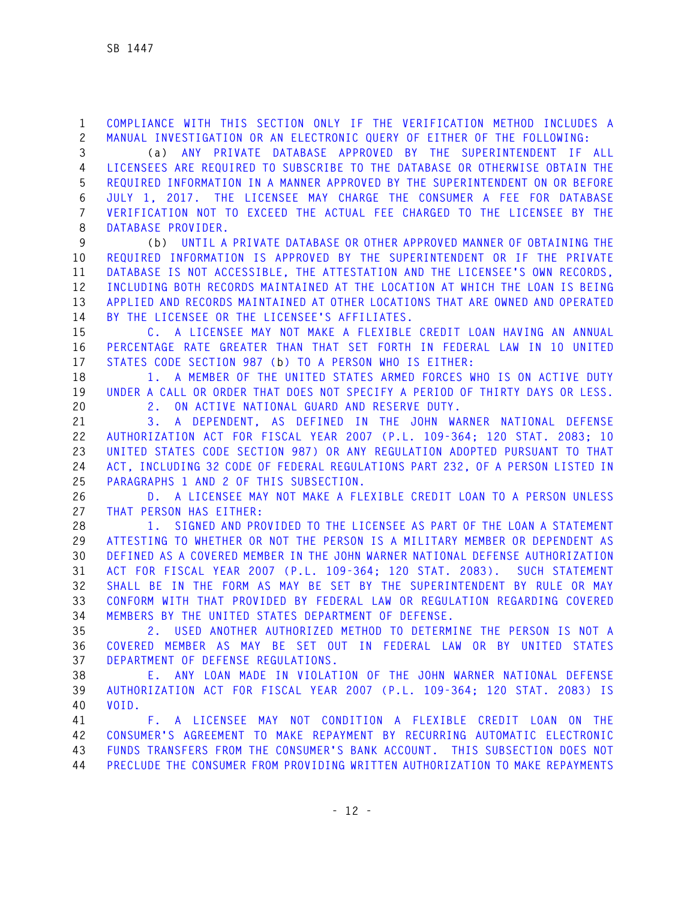COMPLIANCE WITH THIS SECTION ONLY IF THE VERIFICATION METHOD INCLUDES A MANUAL INVESTIGATION OR AN ELECTRONIC QUERY OF EITHER OF THE FOLLOWING:

(a) ANY PRIVATE DATABASE APPROVED BY THE SUPERINTENDENT IF ALL LICENSEES ARE REQUIRED TO SUBSCRIBE TO THE DATABASE OR OTHERWISE OBTAIN THE REQUIRED INFORMATION IN A MANNER APPROVED BY THE SUPERINTENDENT ON OR BEFORE JULY 1, 2017. THE LICENSEE MAY CHARGE THE CONSUMER A FEE FOR DATABASE VERIFICATION NOT TO EXCEED THE ACTUAL FEE CHARGED TO THE LICENSEE BY THE DATABASE PROVIDER.

(b) UNTIL A PRIVATE DATABASE OR OTHER APPROVED MANNER OF OBTAINING THE REQUIRED INFORMATION IS APPROVED BY THE SUPERINTENDENT OR IF THE PRIVATE DATABASE IS NOT ACCESSIBLE, THE ATTESTATION AND THE LICENSEE'S OWN RECORDS, INCLUDING BOTH RECORDS MAINTAINED AT THE LOCATION AT WHICH THE LOAN IS BEING APPLIED AND RECORDS MAINTAINED AT OTHER LOCATIONS THAT ARE OWNED AND OPERATED BY THE LICENSEE OR THE LICENSEE'S AFFILIATES.

C. A LICENSEE MAY NOT MAKE A FLEXIBLE CREDIT LOAN HAVING AN ANNUAL PERCENTAGE RATE GREATER THAN THAT SET FORTH IN FEDERAL LAW IN 10 UNITED STATES CODE SECTION 987 (b) TO A PERSON WHO IS EITHER:

1. A MEMBER OF THE UNITED STATES ARMED FORCES WHO IS ON ACTIVE DUTY UNDER A CALL OR ORDER THAT DOES NOT SPECIFY A PERIOD OF THIRTY DAYS OR LESS.

2. ON ACTIVE NATIONAL GUARD AND RESERVE DUTY.

3. A DEPENDENT, AS DEFINED IN THE JOHN WARNER NATIONAL DEFENSE AUTHORIZATION ACT FOR FISCAL YEAR 2007 (P.L. 109-364; 120 STAT. 2083; 10 UNITED STATES CODE SECTION 987) OR ANY REGULATION ADOPTED PURSUANT TO THAT ACT, INCLUDING 32 CODE OF FEDERAL REGULATIONS PART 232, OF A PERSON LISTED IN PARAGRAPHS 1 AND 2 OF THIS SUBSECTION.

D. A LICENSEE MAY NOT MAKE A FLEXIBLE CREDIT LOAN TO A PERSON UNLESS THAT PERSON HAS EITHER:

1. SIGNED AND PROVIDED TO THE LICENSEE AS PART OF THE LOAN A STATEMENT ATTESTING TO WHETHER OR NOT THE PERSON IS A MILITARY MEMBER OR DEPENDENT AS DEFINED AS A COVERED MEMBER IN THE JOHN WARNER NATIONAL DEFENSE AUTHORIZATION ACT FOR FISCAL YEAR 2007 (P.L. 109-364; 120 STAT. 2083). SUCH STATEMENT SHALL BE IN THE FORM AS MAY BE SET BY THE SUPERINTENDENT BY RULE OR MAY CONFORM WITH THAT PROVIDED BY FEDERAL LAW OR REGULATION REGARDING COVERED MEMBERS BY THE UNITED STATES DEPARTMENT OF DEFENSE.

2. USED ANOTHER AUTHORIZED METHOD TO DETERMINE THE PERSON IS NOT A COVERED MEMBER AS MAY BE SET OUT IN FEDERAL LAW OR BY UNITED STATES DEPARTMENT OF DEFENSE REGULATIONS.

E. ANY LOAN MADE IN VIOLATION OF THE JOHN WARNER NATIONAL DEFENSE AUTHORIZATION ACT FOR FISCAL YEAR 2007 (P.L. 109-364; 120 STAT. 2083) IS VOID.

F. A LICENSEE MAY NOT CONDITION A FLEXIBLE CREDIT LOAN ON THE CONSUMER'S AGREEMENT TO MAKE REPAYMENT BY RECURRING AUTOMATIC ELECTRONIC FUNDS TRANSFERS FROM THE CONSUMER'S BANK ACCOUNT. THIS SUBSECTION DOES NOT PRECLUDE THE CONSUMER FROM PROVIDING WRITTEN AUTHORIZATION TO MAKE REPAYMENTS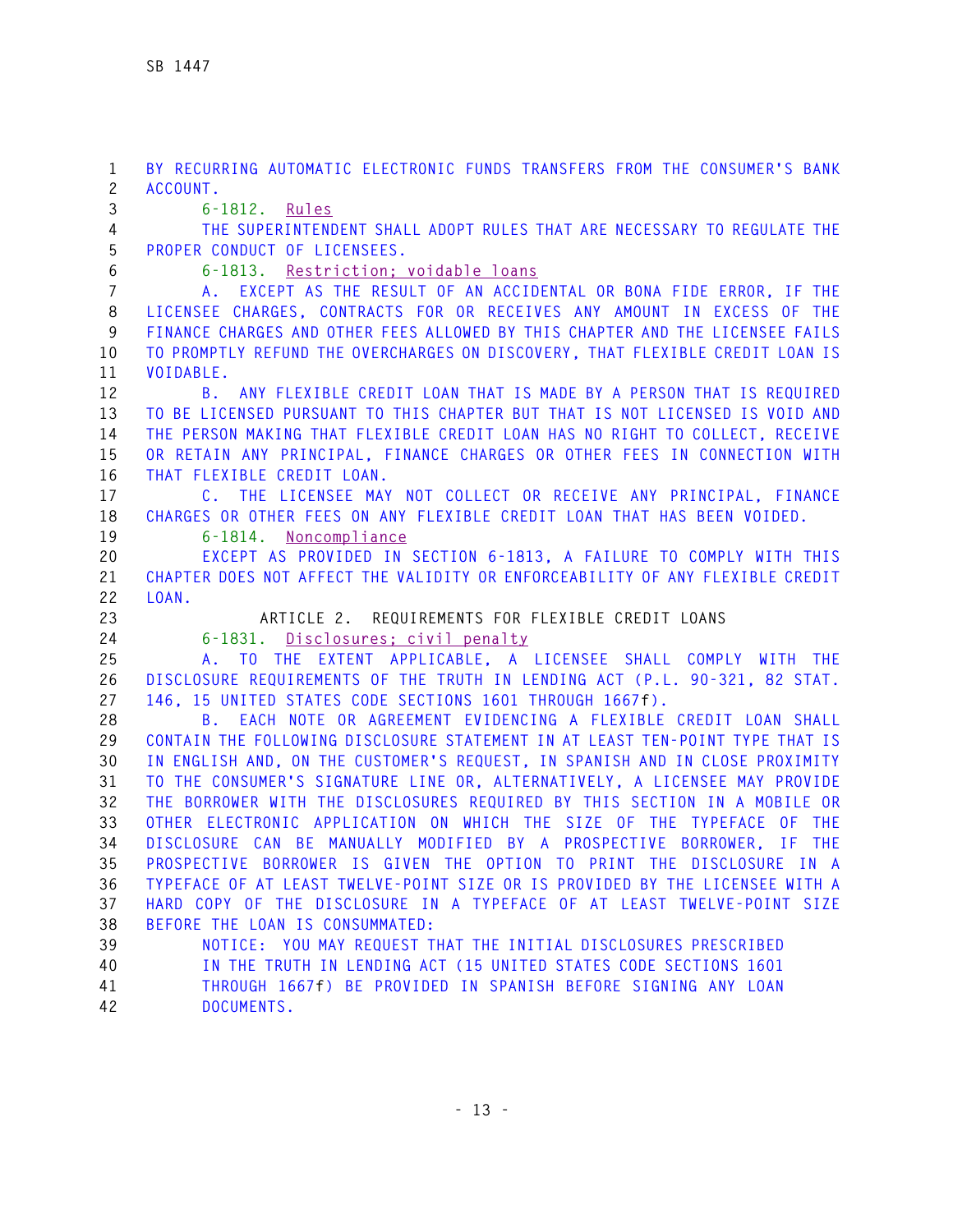BY RECURRING AUTOMATIC ELECTRONIC FUNDS TRANSFERS FROM THE CONSUMER'S BANK ACCOUNT.

6-1812. Rules

THE SUPERINTENDENT SHALL ADOPT RULES THAT ARE NECESSARY TO REGULATE THE PROPER CONDUCT OF LICENSEES.

6-1813. Restriction; voidable loans

A. EXCEPT AS THE RESULT OF AN ACCIDENTAL OR BONA FIDE ERROR, IF THE LICENSEE CHARGES, CONTRACTS FOR OR RECEIVES ANY AMOUNT IN EXCESS OF THE FINANCE CHARGES AND OTHER FEES ALLOWED BY THIS CHAPTER AND THE LICENSEE FAILS TO PROMPTLY REFUND THE OVERCHARGES ON DISCOVERY, THAT FLEXIBLE CREDIT LOAN IS VOIDABLE.

B. ANY FLEXIBLE CREDIT LOAN THAT IS MADE BY A PERSON THAT IS REQUIRED TO BE LICENSED PURSUANT TO THIS CHAPTER BUT THAT IS NOT LICENSED IS VOID AND THE PERSON MAKING THAT FLEXIBLE CREDIT LOAN HAS NO RIGHT TO COLLECT, RECEIVE OR RETAIN ANY PRINCIPAL, FINANCE CHARGES OR OTHER FEES IN CONNECTION WITH THAT FLEXIBLE CREDIT LOAN.

C. THE LICENSEE MAY NOT COLLECT OR RECEIVE ANY PRINCIPAL, FINANCE CHARGES OR OTHER FEES ON ANY FLEXIBLE CREDIT LOAN THAT HAS BEEN VOIDED.

6-1814. Noncompliance

EXCEPT AS PROVIDED IN SECTION 6-1813, A FAILURE TO COMPLY WITH THIS CHAPTER DOES NOT AFFECT THE VALIDITY OR ENFORCEABILITY OF ANY FLEXIBLE CREDIT LOAN.

ARTICLE 2. REQUIREMENTS FOR FLEXIBLE CREDIT LOANS

6-1831. Disclosures; civil penalty

A. TO THE EXTENT APPLICABLE, A LICENSEE SHALL COMPLY WITH THE DISCLOSURE REQUIREMENTS OF THE TRUTH IN LENDING ACT (P.L. 90-321, 82 STAT. 146, 15 UNITED STATES CODE SECTIONS 1601 THROUGH 1667f).

B. EACH NOTE OR AGREEMENT EVIDENCING A FLEXIBLE CREDIT LOAN SHALL CONTAIN THE FOLLOWING DISCLOSURE STATEMENT IN AT LEAST TEN-POINT TYPE THAT IS IN ENGLISH AND, ON THE CUSTOMER'S REQUEST, IN SPANISH AND IN CLOSE PROXIMITY TO THE CONSUMER'S SIGNATURE LINE OR, ALTERNATIVELY, A LICENSEE MAY PROVIDE THE BORROWER WITH THE DISCLOSURES REQUIRED BY THIS SECTION IN A MOBILE OR OTHER ELECTRONIC APPLICATION ON WHICH THE SIZE OF THE TYPEFACE OF THE DISCLOSURE CAN BE MANUALLY MODIFIED BY A PROSPECTIVE BORROWER, IF THE PROSPECTIVE BORROWER IS GIVEN THE OPTION TO PRINT THE DISCLOSURE IN A TYPEFACE OF AT LEAST TWELVE-POINT SIZE OR IS PROVIDED BY THE LICENSEE WITH A HARD COPY OF THE DISCLOSURE IN A TYPEFACE OF AT LEAST TWELVE-POINT SIZE BEFORE THE LOAN IS CONSUMMATED:

NOTICE: YOU MAY REQUEST THAT THE INITIAL DISCLOSURES PRESCRIBED IN THE TRUTH IN LENDING ACT (15 UNITED STATES CODE SECTIONS 1601 THROUGH 1667f) BE PROVIDED IN SPANISH BEFORE SIGNING ANY LOAN DOCUMENTS.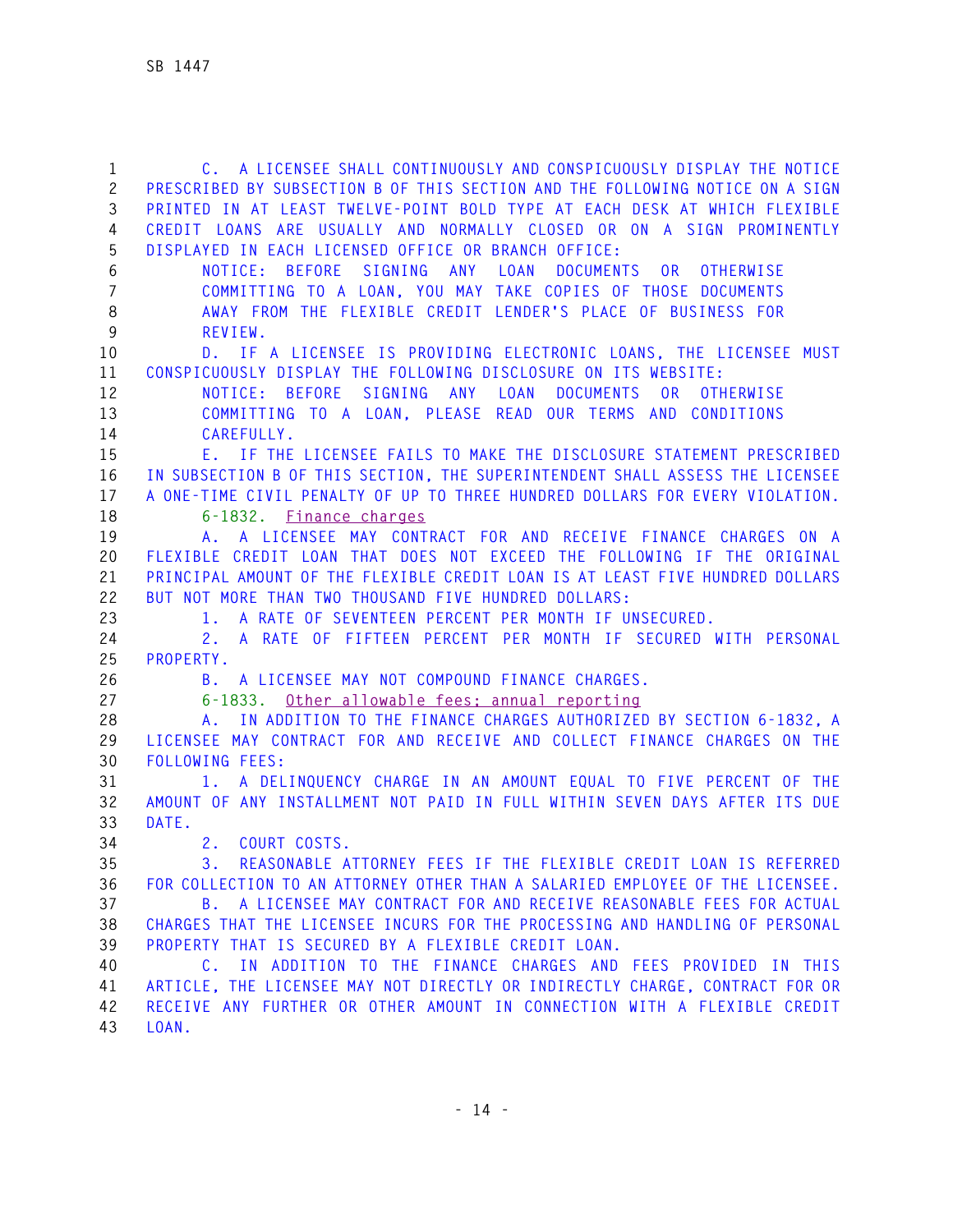C. A LICENSEE SHALL CONTINUOUSLY AND CONSPICUOUSLY DISPLAY THE NOTICE PRESCRIBED BY SUBSECTION B OF THIS SECTION AND THE FOLLOWING NOTICE ON A SIGN PRINTED IN AT LEAST TWELVE-POINT BOLD TYPE AT EACH DESK AT WHICH FLEXIBLE CREDIT LOANS ARE USUALLY AND NORMALLY CLOSED OR ON A SIGN PROMINENTLY DISPLAYED IN EACH LICENSED OFFICE OR BRANCH OFFICE:

NOTICE: BEFORE SIGNING ANY LOAN DOCUMENTS OR OTHERWISE COMMITTING TO A LOAN, YOU MAY TAKE COPIES OF THOSE DOCUMENTS AWAY FROM THE FLEXIBLE CREDIT LENDER'S PLACE OF BUSINESS FOR REVIEW.

D. IF A LICENSEE IS PROVIDING ELECTRONIC LOANS, THE LICENSEE MUST CONSPICUOUSLY DISPLAY THE FOLLOWING DISCLOSURE ON ITS WEBSITE:

NOTICE: BEFORE SIGNING ANY LOAN DOCUMENTS OR OTHERWISE COMMITTING TO A LOAN, PLEASE READ OUR TERMS AND CONDITIONS CAREFULLY.

E. IF THE LICENSEE FAILS TO MAKE THE DISCLOSURE STATEMENT PRESCRIBED IN SUBSECTION B OF THIS SECTION, THE SUPERINTENDENT SHALL ASSESS THE LICENSEE A ONE-TIME CIVIL PENALTY OF UP TO THREE HUNDRED DOLLARS FOR EVERY VIOLATION.

6-1832. Finance charges

A. A LICENSEE MAY CONTRACT FOR AND RECEIVE FINANCE CHARGES ON A FLEXIBLE CREDIT LOAN THAT DOES NOT EXCEED THE FOLLOWING IF THE ORIGINAL PRINCIPAL AMOUNT OF THE FLEXIBLE CREDIT LOAN IS AT LEAST FIVE HUNDRED DOLLARS BUT NOT MORE THAN TWO THOUSAND FIVE HUNDRED DOLLARS:

1. A RATE OF SEVENTEEN PERCENT PER MONTH IF UNSECURED.

2. A RATE OF FIFTEEN PERCENT PER MONTH IF SECURED WITH PERSONAL PROPERTY.

B. A LICENSEE MAY NOT COMPOUND FINANCE CHARGES.

6-1833. Other allowable fees; annual reporting

A. IN ADDITION TO THE FINANCE CHARGES AUTHORIZED BY SECTION 6-1832, A LICENSEE MAY CONTRACT FOR AND RECEIVE AND COLLECT FINANCE CHARGES ON THE FOLLOWING FEES:

1. A DELINQUENCY CHARGE IN AN AMOUNT EQUAL TO FIVE PERCENT OF THE AMOUNT OF ANY INSTALLMENT NOT PAID IN FULL WITHIN SEVEN DAYS AFTER ITS DUE DATE.

2. COURT COSTS.

3. REASONABLE ATTORNEY FEES IF THE FLEXIBLE CREDIT LOAN IS REFERRED FOR COLLECTION TO AN ATTORNEY OTHER THAN A SALARIED EMPLOYEE OF THE LICENSEE.

B. A LICENSEE MAY CONTRACT FOR AND RECEIVE REASONABLE FEES FOR ACTUAL CHARGES THAT THE LICENSEE INCURS FOR THE PROCESSING AND HANDLING OF PERSONAL PROPERTY THAT IS SECURED BY A FLEXIBLE CREDIT LOAN.

C. IN ADDITION TO THE FINANCE CHARGES AND FEES PROVIDED IN THIS ARTICLE, THE LICENSEE MAY NOT DIRECTLY OR INDIRECTLY CHARGE, CONTRACT FOR OR RECEIVE ANY FURTHER OR OTHER AMOUNT IN CONNECTION WITH A FLEXIBLE CREDIT LOAN.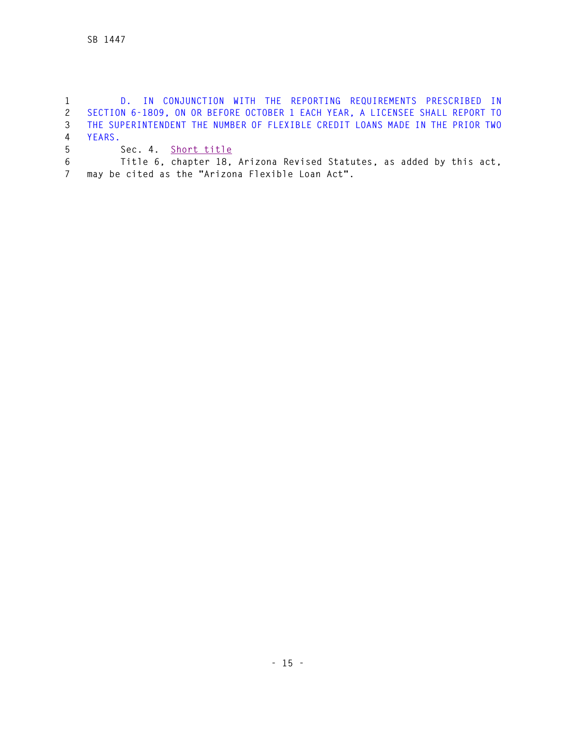D. IN CONJUNCTION WITH THE REPORTING REQUIREMENTS PRESCRIBED IN SECTION 6-1809, ON OR BEFORE OCTOBER 1 EACH YEAR, A LICENSEE SHALL REPORT TO THE SUPERINTENDENT THE NUMBER OF FLEXIBLE CREDIT LOANS MADE IN THE PRIOR TWO YEARS.

Sec. 4. Short title

Title 6, chapter 18, Arizona Revised Statutes, as added by this act, may be cited as the "Arizona Flexible Loan Act".